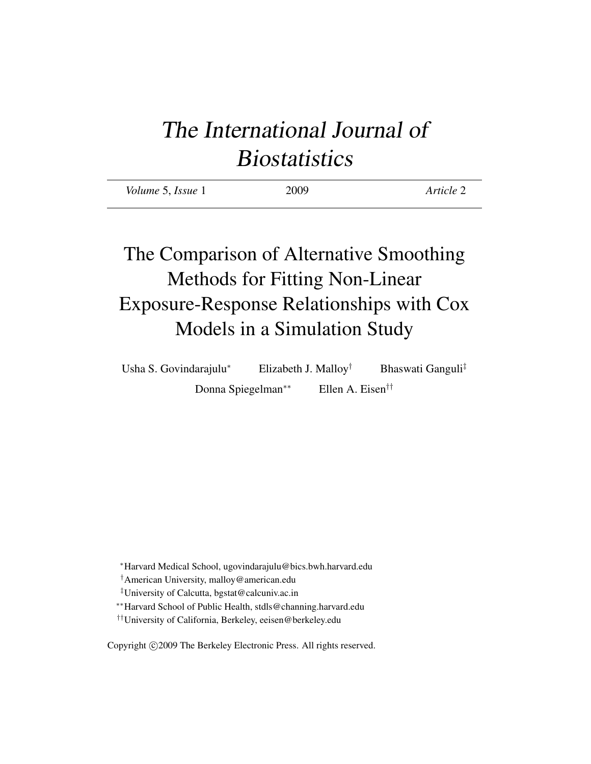# The International Journal of Biostatistics

*Volume* 5, *Issue* 1 2009 *Article* 2

## The Comparison of Alternative Smoothing Methods for Fitting Non-Linear Exposure-Response Relationships with Cox Models in a Simulation Study

Usha S. Govindarajulu[*] Elizabeth J. Malloy[†] Bhaswati Ganguli[‡] Donna Spiegelman[**] Ellen A. Eisen[††]

[*]Harvard Medical School, ugovindarajulu@bics.bwh.harvard.edu

[†]American University, malloy@american.edu

[‡]University of Calcutta, bgstat@calcuniv.ac.in

[**]Harvard School of Public Health, stdls@channing.harvard.edu

[††]University of California, Berkeley, eeisen@berkeley.edu

Copyright ©2009 The Berkeley Electronic Press. All rights reserved.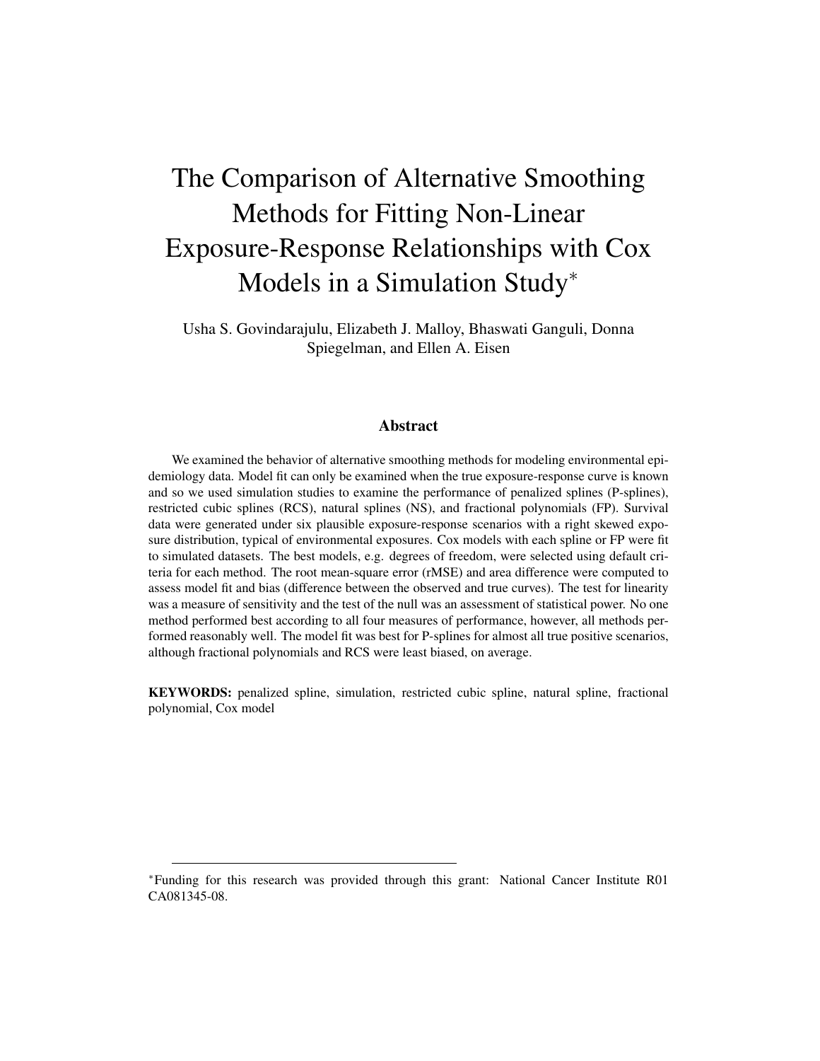# The Comparison of Alternative Smoothing Methods for Fitting Non-Linear Exposure-Response Relationships with Cox Models in a Simulation Study*

Usha S. Govindarajulu, Elizabeth J. Malloy, Bhaswati Ganguli, Donna Spiegelman, and Ellen A. Eisen

## Abstract

We examined the behavior of alternative smoothing methods for modeling environmental epidemiology data. Model fit can only be examined when the true exposure-response curve is known and so we used simulation studies to examine the performance of penalized splines (P-splines), restricted cubic splines (RCS), natural splines (NS), and fractional polynomials (FP). Survival data were generated under six plausible exposure-response scenarios with a right skewed exposure distribution, typical of environmental exposures. Cox models with each spline or FP were fit to simulated datasets. The best models, e.g. degrees of freedom, were selected using default criteria for each method. The root mean-square error (rMSE) and area difference were computed to assess model fit and bias (difference between the observed and true curves). The test for linearity was a measure of sensitivity and the test of the null was an assessment of statistical power. No one method performed best according to all four measures of performance, however, all methods performed reasonably well. The model fit was best for P-splines for almost all true positive scenarios, although fractional polynomials and RCS were least biased, on average.

**KEYWORDS:** penalized spline, simulation, restricted cubic spline, natural spline, fractional polynomial, Cox model

*Funding for this research was provided through this grant: National Cancer Institute R01 CA081345-08.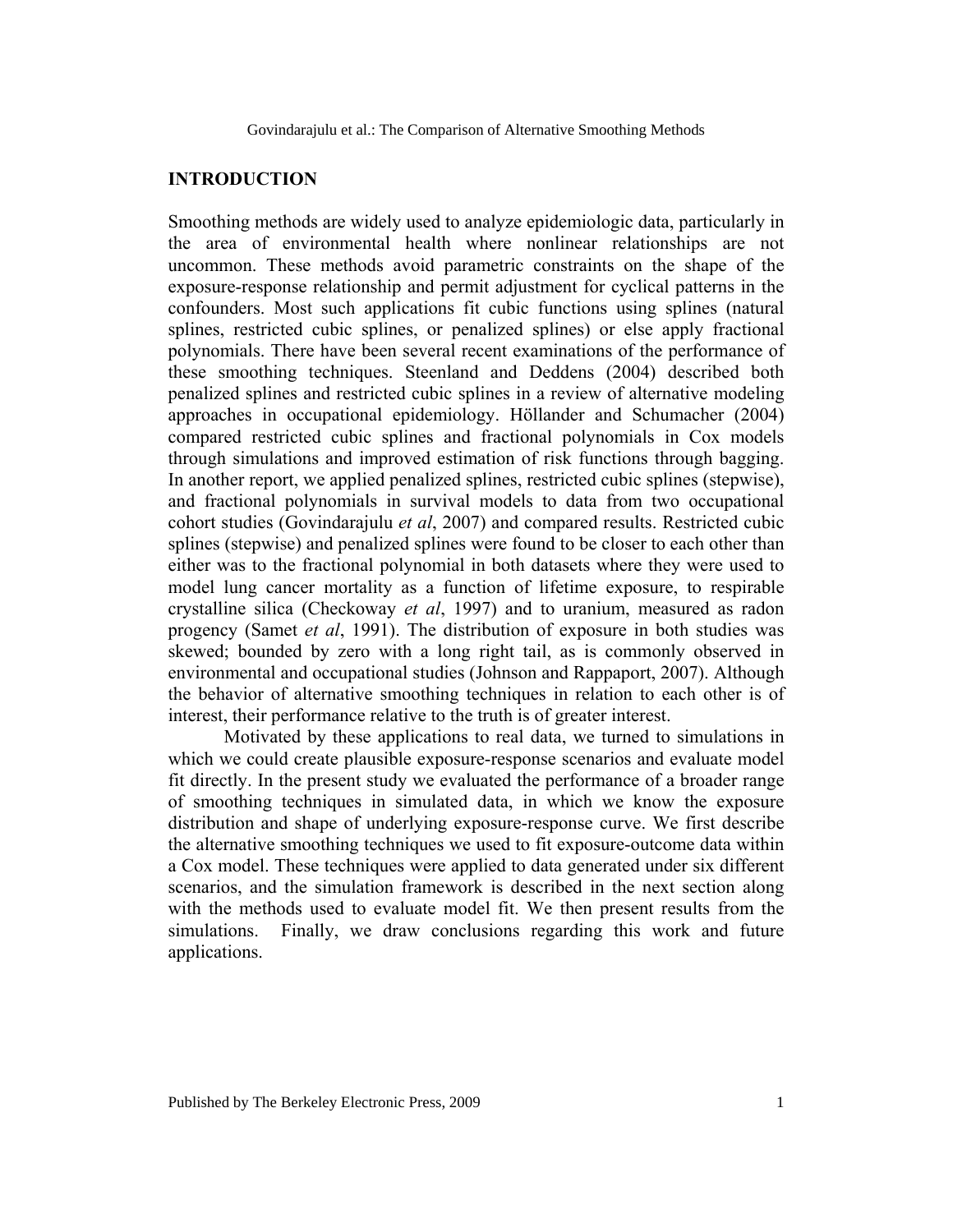## INTRODUCTION

Smoothing methods are widely used to analyze epidemiologic data, particularly in the area of environmental health where nonlinear relationships are not uncommon. These methods avoid parametric constraints on the shape of the exposure-response relationship and permit adjustment for cyclical patterns in the confounders. Most such applications fit cubic functions using splines (natural splines, restricted cubic splines, or penalized splines) or else apply fractional polynomials. There have been several recent examinations of the performance of these smoothing techniques. Steenland and Deddens (2004) described both penalized splines and restricted cubic splines in a review of alternative modeling approaches in occupational epidemiology. Höllander and Schumacher (2004) compared restricted cubic splines and fractional polynomials in Cox models through simulations and improved estimation of risk functions through bagging. In another report, we applied penalized splines, restricted cubic splines (stepwise), and fractional polynomials in survival models to data from two occupational cohort studies (Govindarajulu *et al*, 2007) and compared results. Restricted cubic splines (stepwise) and penalized splines were found to be closer to each other than either was to the fractional polynomial in both datasets where they were used to model lung cancer mortality as a function of lifetime exposure, to respirable crystalline silica (Checkoway *et al*, 1997) and to uranium, measured as radon progency (Samet *et al*, 1991). The distribution of exposure in both studies was skewed; bounded by zero with a long right tail, as is commonly observed in environmental and occupational studies (Johnson and Rappaport, 2007). Although the behavior of alternative smoothing techniques in relation to each other is of interest, their performance relative to the truth is of greater interest.

Motivated by these applications to real data, we turned to simulations in which we could create plausible exposure-response scenarios and evaluate model fit directly. In the present study we evaluated the performance of a broader range of smoothing techniques in simulated data, in which we know the exposure distribution and shape of underlying exposure-response curve. We first describe the alternative smoothing techniques we used to fit exposure-outcome data within a Cox model. These techniques were applied to data generated under six different scenarios, and the simulation framework is described in the next section along with the methods used to evaluate model fit. We then present results from the simulations. Finally, we draw conclusions regarding this work and future applications.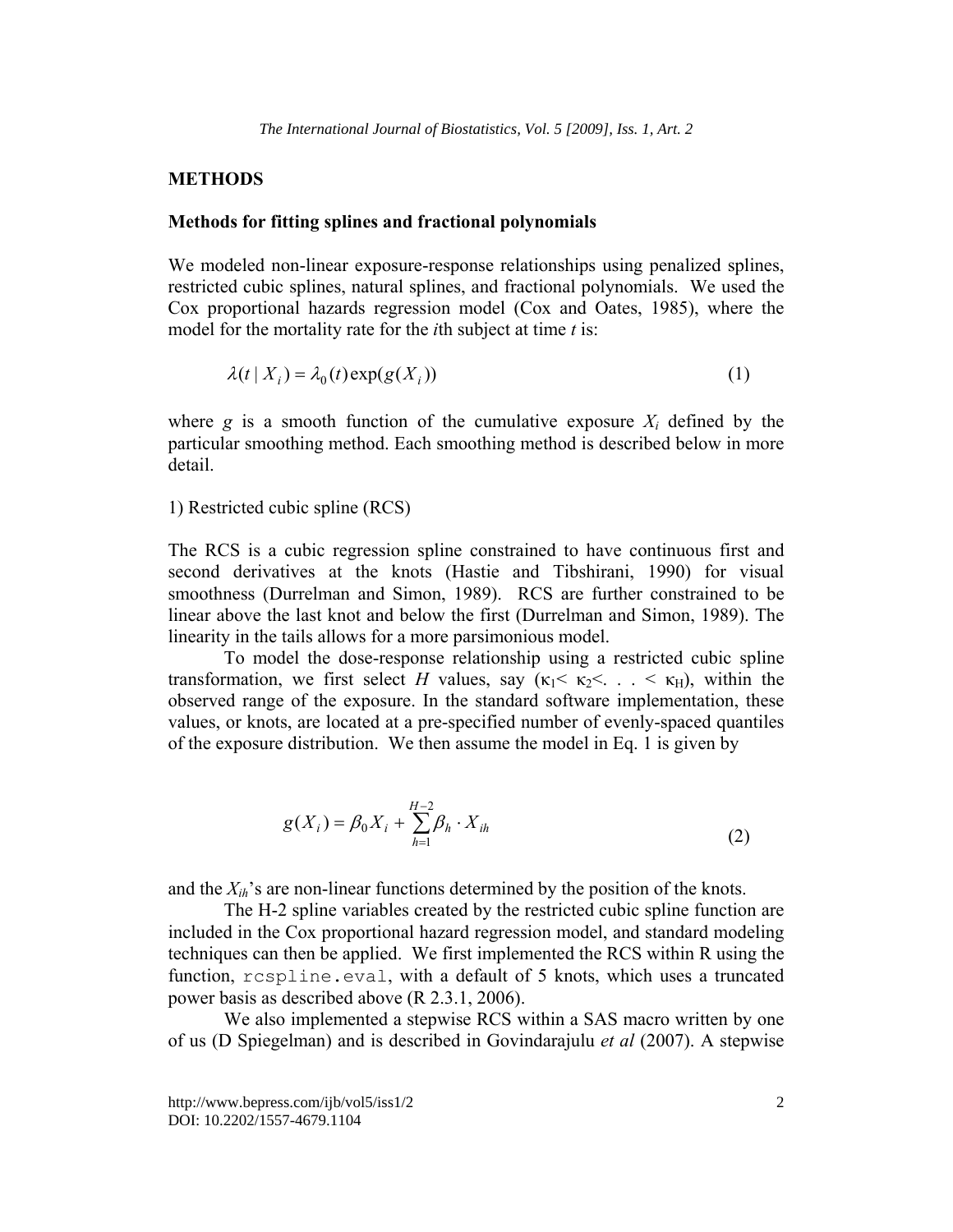## METHODS

### Methods for fitting splines and fractional polynomials

We modeled non-linear exposure-response relationships using penalized splines, restricted cubic splines, natural splines, and fractional polynomials. We used the Cox proportional hazards regression model (Cox and Oates, 1985), where the model for the mortality rate for the *i*th subject at time *t* is:

$$\lambda(t \mid X_i) = \lambda_0(t)\exp(g(X_i)) \tag{1}$$

where $g$ is a smooth function of the cumulative exposure $X_i$ defined by the particular smoothing method. Each smoothing method is described below in more detail.

1) Restricted cubic spline (RCS)

The RCS is a cubic regression spline constrained to have continuous first and second derivatives at the knots (Hastie and Tibshirani, 1990) for visual smoothness (Durrelman and Simon, 1989). RCS are further constrained to be linear above the last knot and below the first (Durrelman and Simon, 1989). The linearity in the tails allows for a more parsimonious model.

To model the dose-response relationship using a restricted cubic spline transformation, we first select $H$ values, say ($\kappa_1 < \kappa_2 < \ldots < \kappa_H$), within the observed range of the exposure. In the standard software implementation, these values, or knots, are located at a pre-specified number of evenly-spaced quantiles of the exposure distribution. We then assume the model in Eq. 1 is given by

$$g(X_i) = \beta_0 X_i + \sum_{h=1}^{H-2} \beta_h \cdot X_{ih} \tag{2}$$

and the $X_{ih}$'s are non-linear functions determined by the position of the knots.

The H-2 spline variables created by the restricted cubic spline function are included in the Cox proportional hazard regression model, and standard modeling techniques can then be applied. We first implemented the RCS within R using the function, `rcspline.eval`, with a default of 5 knots, which uses a truncated power basis as described above (R 2.3.1, 2006).

We also implemented a stepwise RCS within a SAS macro written by one of us (D Spiegelman) and is described in Govindarajulu *et al* (2007). A stepwise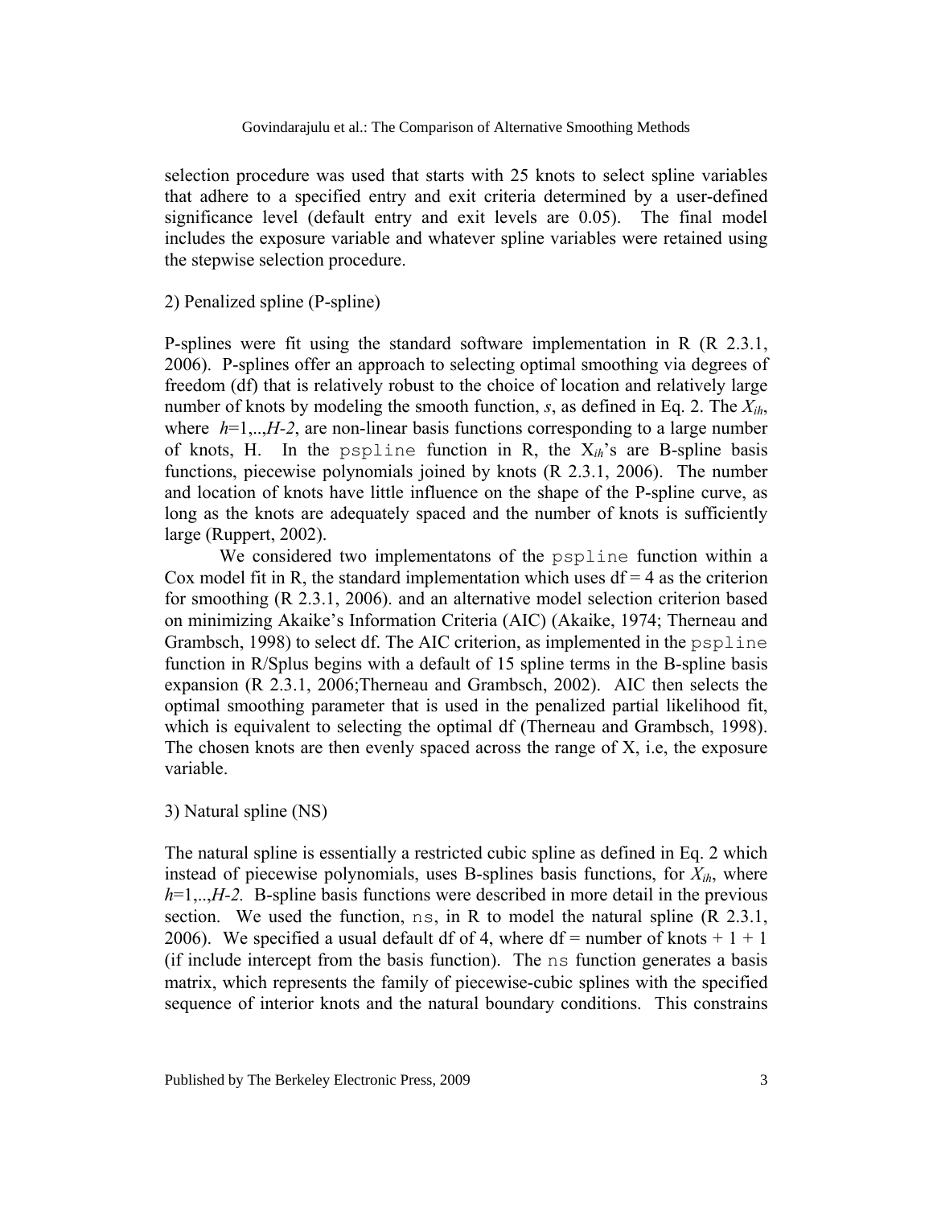selection procedure was used that starts with 25 knots to select spline variables that adhere to a specified entry and exit criteria determined by a user-defined significance level (default entry and exit levels are 0.05). The final model includes the exposure variable and whatever spline variables were retained using the stepwise selection procedure.

2) Penalized spline (P-spline)

P-splines were fit using the standard software implementation in R (R 2.3.1, 2006). P-splines offer an approach to selecting optimal smoothing via degrees of freedom (df) that is relatively robust to the choice of location and relatively large number of knots by modeling the smooth function, *s*, as defined in Eq. 2. The $X_{ih}$, where $h$=1,..,$H$-2, are non-linear basis functions corresponding to a large number of knots, H. In the `pspline` function in R, the $X_{ih}$'s are B-spline basis functions, piecewise polynomials joined by knots (R 2.3.1, 2006). The number and location of knots have little influence on the shape of the P-spline curve, as long as the knots are adequately spaced and the number of knots is sufficiently large (Ruppert, 2002).

We considered two implementatons of the `pspline` function within a Cox model fit in R, the standard implementation which uses df = 4 as the criterion for smoothing (R 2.3.1, 2006). and an alternative model selection criterion based on minimizing Akaike's Information Criteria (AIC) (Akaike, 1974; Therneau and Grambsch, 1998) to select df. The AIC criterion, as implemented in the `pspline` function in R/Splus begins with a default of 15 spline terms in the B-spline basis expansion (R 2.3.1, 2006;Therneau and Grambsch, 2002). AIC then selects the optimal smoothing parameter that is used in the penalized partial likelihood fit, which is equivalent to selecting the optimal df (Therneau and Grambsch, 1998). The chosen knots are then evenly spaced across the range of X, i.e, the exposure variable.

3) Natural spline (NS)

The natural spline is essentially a restricted cubic spline as defined in Eq. 2 which instead of piecewise polynomials, uses B-splines basis functions, for $X_{ih}$, where $h$=1,..,$H$-2. B-spline basis functions were described in more detail in the previous section. We used the function, `ns`, in R to model the natural spline (R 2.3.1, 2006). We specified a usual default df of 4, where df = number of knots + 1 + 1 (if include intercept from the basis function). The `ns` function generates a basis matrix, which represents the family of piecewise-cubic splines with the specified sequence of interior knots and the natural boundary conditions. This constrains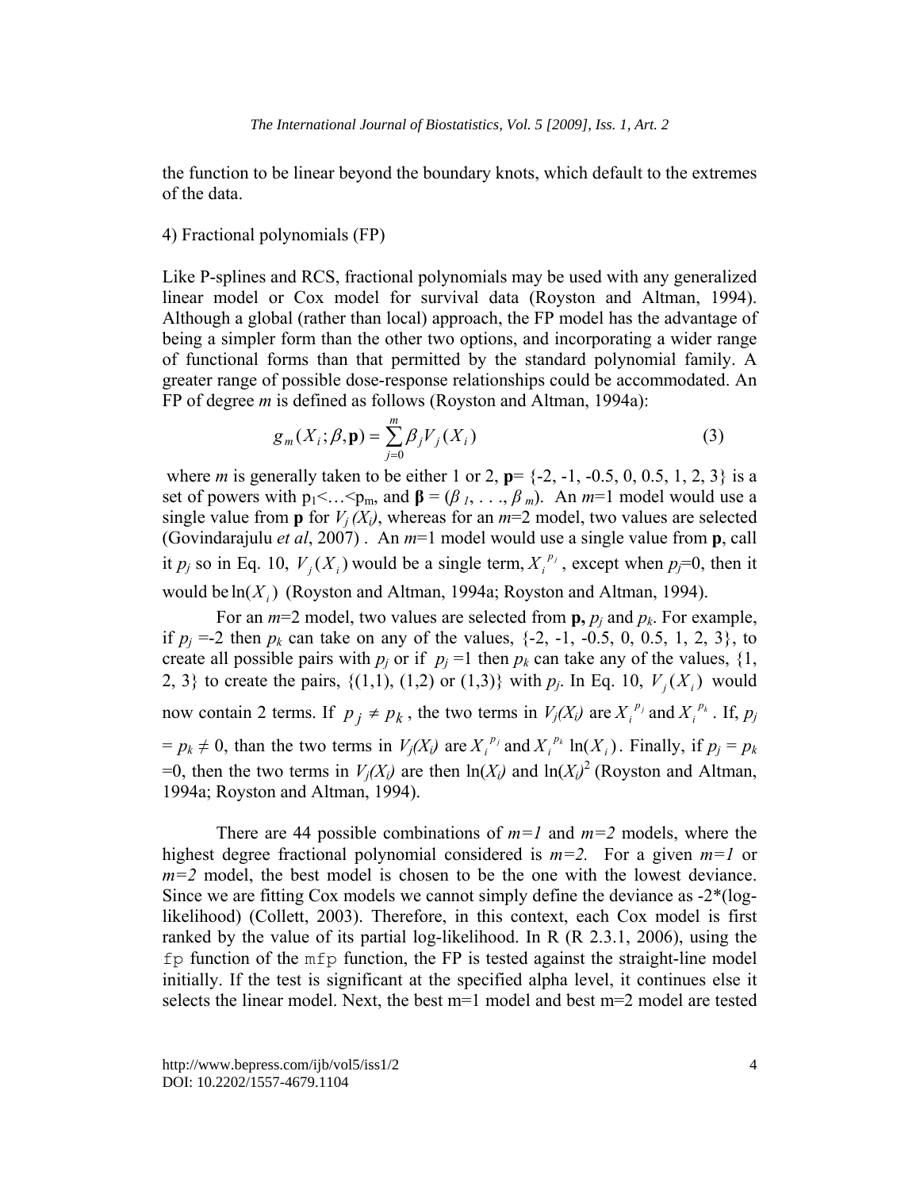the function to be linear beyond the boundary knots, which default to the extremes of the data.

4) Fractional polynomials (FP)

Like P-splines and RCS, fractional polynomials may be used with any generalized linear model or Cox model for survival data (Royston and Altman, 1994). Although a global (rather than local) approach, the FP model has the advantage of being a simpler form than the other two options, and incorporating a wider range of functional forms than that permitted by the standard polynomial family. A greater range of possible dose-response relationships could be accommodated. An FP of degree *m* is defined as follows (Royston and Altman, 1994a):

$$g_m(X_i;\beta,\mathbf{p}) = \sum_{j=0}^{m} \beta_j V_j(X_i) \tag{3}$$

where *m* is generally taken to be either 1 or 2, **p**= {-2, -1, -0.5, 0, 0.5, 1, 2, 3} is a set of powers with $p_1 < \ldots < p_m$, and $\boldsymbol{\beta} = (\beta_1, \ldots, \beta_m)$. An *m*=1 model would use a single value from **p** for $V_j(X_i)$, whereas for an *m*=2 model, two values are selected (Govindarajulu *et al*, 2007) . An *m*=1 model would use a single value from **p**, call it $p_j$ so in Eq. 10, $V_j(X_i)$ would be a single term, $X_i^{p_j}$, except when $p_j$=0, then it would be $\ln(X_i)$ (Royston and Altman, 1994a; Royston and Altman, 1994).

For an *m*=2 model, two values are selected from **p,** $p_j$ and $p_k$. For example, if $p_j$ =-2 then $p_k$ can take on any of the values, {-2, -1, -0.5, 0, 0.5, 1, 2, 3}, to create all possible pairs with $p_j$ or if $p_j$ =1 then $p_k$ can take any of the values, {1, 2, 3} to create the pairs, {(1,1), (1,2) or (1,3)} with $p_j$. In Eq. 10, $V_j(X_i)$ would now contain 2 terms. If $p_j \neq p_k$, the two terms in $V_j(X_i)$ are $X_i^{p_j}$ and $X_i^{p_k}$. If, $p_j = p_k \neq 0$, than the two terms in $V_j(X_i)$ are $X_i^{p_j}$ and $X_i^{p_k}\ln(X_i)$. Finally, if $p_j = p_k$ =0, then the two terms in $V_j(X_i)$ are then $\ln(X_i)$ and $\ln(X_i)^2$ (Royston and Altman, 1994a; Royston and Altman, 1994).

There are 44 possible combinations of *m=1* and *m=2* models, where the highest degree fractional polynomial considered is *m=2.* For a given *m=1* or *m=2* model, the best model is chosen to be the one with the lowest deviance. Since we are fitting Cox models we cannot simply define the deviance as -2*(log-likelihood) (Collett, 2003). Therefore, in this context, each Cox model is first ranked by the value of its partial log-likelihood. In R (R 2.3.1, 2006), using the `fp` function of the `mfp` function, the FP is tested against the straight-line model initially. If the test is significant at the specified alpha level, it continues else it selects the linear model. Next, the best m=1 model and best m=2 model are tested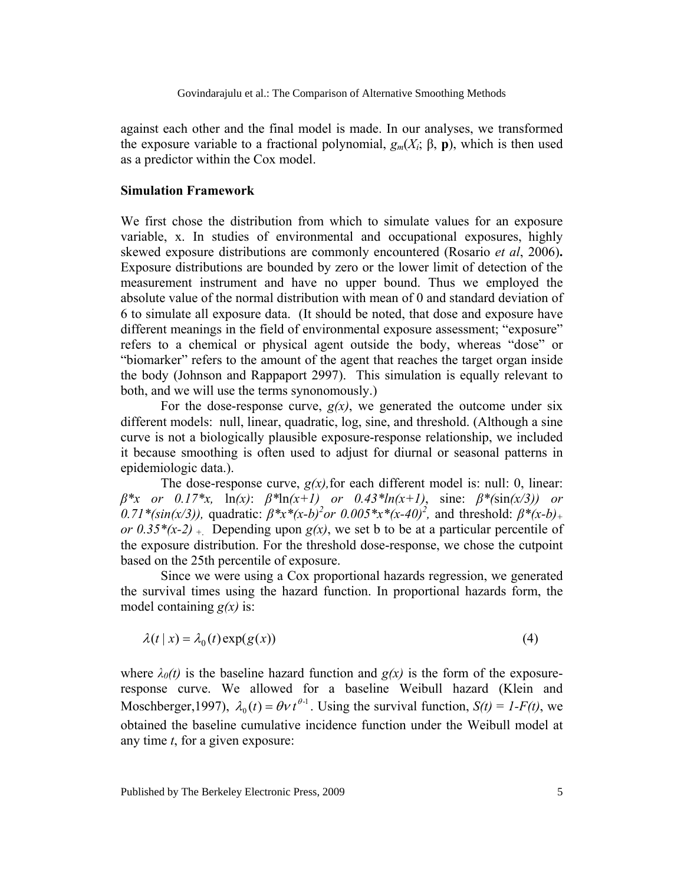against each other and the final model is made. In our analyses, we transformed the exposure variable to a fractional polynomial, $g_m(X_i;\ \beta,\ \mathbf{p})$, which is then used as a predictor within the Cox model.

**Simulation Framework**

We first chose the distribution from which to simulate values for an exposure variable, x. In studies of environmental and occupational exposures, highly skewed exposure distributions are commonly encountered (Rosario *et al*, 2006)**.** Exposure distributions are bounded by zero or the lower limit of detection of the measurement instrument and have no upper bound. Thus we employed the absolute value of the normal distribution with mean of 0 and standard deviation of 6 to simulate all exposure data. (It should be noted, that dose and exposure have different meanings in the field of environmental exposure assessment; "exposure" refers to a chemical or physical agent outside the body, whereas "dose" or "biomarker" refers to the amount of the agent that reaches the target organ inside the body (Johnson and Rappaport 2997). This simulation is equally relevant to both, and we will use the terms synonomously.)

For the dose-response curve, $g(x)$, we generated the outcome under six different models: null, linear, quadratic, log, sine, and threshold. (Although a sine curve is not a biologically plausible exposure-response relationship, we included it because smoothing is often used to adjust for diurnal or seasonal patterns in epidemiologic data.).

The dose-response curve, $g(x)$, for each different model is: null: 0, linear: $\beta * x$ or $0.17 * x$, $\ln(x)$: $\beta * \ln(x+1)$ or $0.43 * \ln(x+1)$, sine: $\beta * (\sin(x/3))$ or $0.71 * (\sin(x/3))$, quadratic: $\beta * x * (x-b)^2$ or $0.005 * x * (x-40)^2$, and threshold: $\beta * (x-b)_+$ or $0.35 * (x-2)_+$. Depending upon $g(x)$, we set b to be at a particular percentile of the exposure distribution. For the threshold dose-response, we chose the cutpoint based on the 25th percentile of exposure.

Since we were using a Cox proportional hazards regression, we generated the survival times using the hazard function. In proportional hazards form, the model containing $g(x)$ is:

$$\lambda(t \mid x) = \lambda_0(t)\exp(g(x)) \tag{4}$$

where $\lambda_0(t)$ is the baseline hazard function and $g(x)$ is the form of the exposure-response curve. We allowed for a baseline Weibull hazard (Klein and Moschberger,1997), $\lambda_0(t) = \theta \nu t^{\theta\text{-}1}$. Using the survival function, $S(t) = 1\text{-}F(t)$, we obtained the baseline cumulative incidence function under the Weibull model at any time $t$, for a given exposure: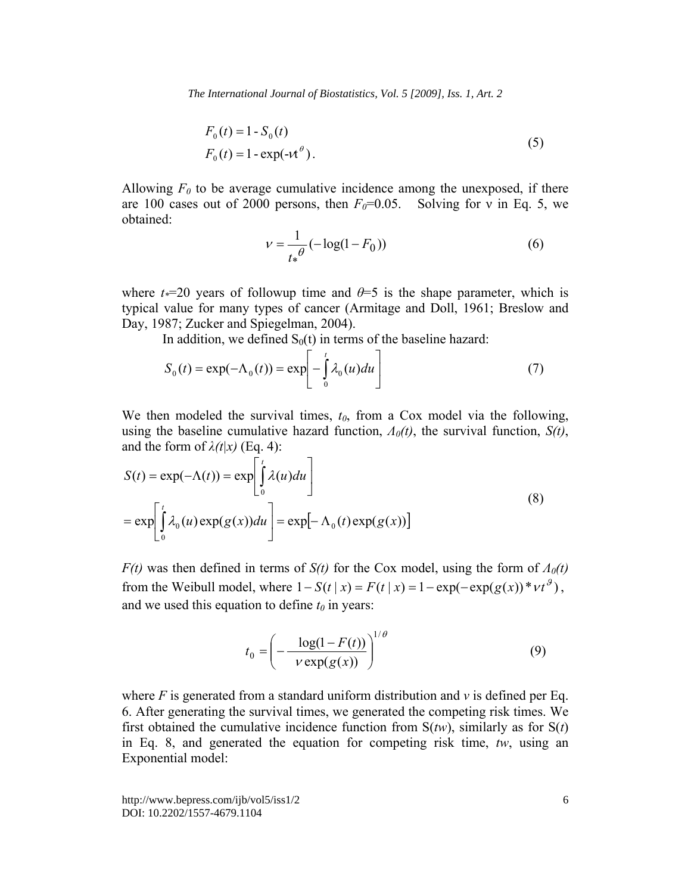$$F_0(t) = 1 - S_0(t)$$
$$F_0(t) = 1 - \exp(-\nu t^{\theta}). \tag{5}$$

Allowing $F_0$ to be average cumulative incidence among the unexposed, if there are 100 cases out of 2000 persons, then $F_0$=0.05. Solving for ν in Eq. 5, we obtained:

$$\nu = \frac{1}{t_*^{\theta}}(-\log(1 - F_0)) \tag{6}$$

where $t_*$=20 years of followup time and $\theta$=5 is the shape parameter, which is typical value for many types of cancer (Armitage and Doll, 1961; Breslow and Day, 1987; Zucker and Spiegelman, 2004).

In addition, we defined $S_0(t)$ in terms of the baseline hazard:

$$S_0(t) = \exp(-\Lambda_0(t)) = \exp\left[-\int_0^t \lambda_0(u)du\right] \tag{7}$$

We then modeled the survival times, $t_0$, from a Cox model via the following, using the baseline cumulative hazard function, $\Lambda_0(t)$, the survival function, $S(t)$, and the form of $\lambda(t|x)$ (Eq. 4):

$$S(t) = \exp(-\Lambda(t)) = \exp\left[\int_0^t \lambda(u)du\right]$$
$$= \exp\left[\int_0^t \lambda_0(u)\exp(g(x))du\right] = \exp\left[-\Lambda_0(t)\exp(g(x))\right] \tag{8}$$

$F(t)$ was then defined in terms of $S(t)$ for the Cox model, using the form of $\Lambda_0(t)$ from the Weibull model, where $1 - S(t \mid x) = F(t \mid x) = 1 - \exp(-\exp(g(x)) * \nu t^{\vartheta})$, and we used this equation to define $t_0$ in years:

$$t_0 = \left(-\frac{\log(1 - F(t))}{\nu \exp(g(x))}\right)^{1/\theta} \tag{9}$$

where $F$ is generated from a standard uniform distribution and $\nu$ is defined per Eq. 6. After generating the survival times, we generated the competing risk times. We first obtained the cumulative incidence function from S($tw$), similarly as for S($t$) in Eq. 8, and generated the equation for competing risk time, $tw$, using an Exponential model: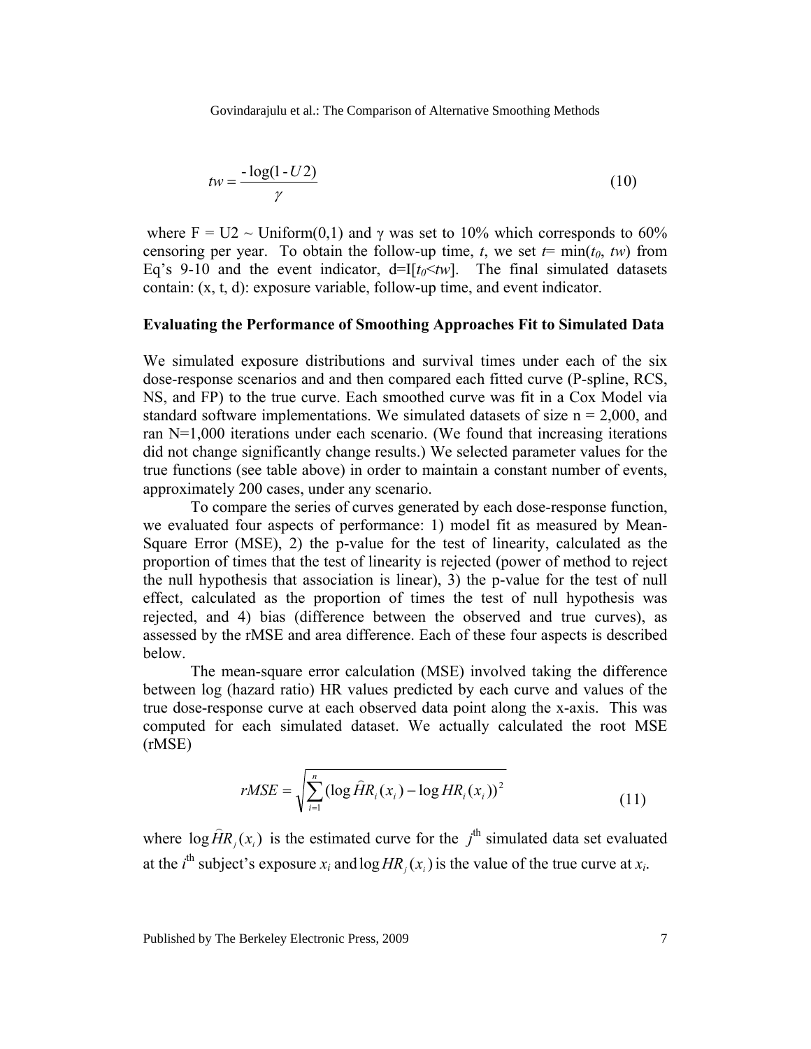$$tw = \frac{-\log(1 - U2)}{\gamma} \tag{10}$$

where F = U2 ~ Uniform(0,1) and $\gamma$ was set to 10% which corresponds to 60% censoring per year. To obtain the follow-up time, $t$, we set $t = \min(t_0, tw)$ from Eq's 9-10 and the event indicator, $d = I[t_0 < tw]$. The final simulated datasets contain: (x, t, d): exposure variable, follow-up time, and event indicator.

### Evaluating the Performance of Smoothing Approaches Fit to Simulated Data

We simulated exposure distributions and survival times under each of the six dose-response scenarios and and then compared each fitted curve (P-spline, RCS, NS, and FP) to the true curve. Each smoothed curve was fit in a Cox Model via standard software implementations. We simulated datasets of size n = 2,000, and ran N=1,000 iterations under each scenario. (We found that increasing iterations did not change significantly change results.) We selected parameter values for the true functions (see table above) in order to maintain a constant number of events, approximately 200 cases, under any scenario.

To compare the series of curves generated by each dose-response function, we evaluated four aspects of performance: 1) model fit as measured by Mean-Square Error (MSE), 2) the p-value for the test of linearity, calculated as the proportion of times that the test of linearity is rejected (power of method to reject the null hypothesis that association is linear), 3) the p-value for the test of null effect, calculated as the proportion of times the test of null hypothesis was rejected, and 4) bias (difference between the observed and true curves), as assessed by the rMSE and area difference. Each of these four aspects is described below.

The mean-square error calculation (MSE) involved taking the difference between log (hazard ratio) HR values predicted by each curve and values of the true dose-response curve at each observed data point along the x-axis. This was computed for each simulated dataset. We actually calculated the root MSE (rMSE)

$$rMSE = \sqrt{\sum_{i=1}^{n} (\log \widehat{HR}_i(x_i) - \log HR_i(x_i))^2} \tag{11}$$

where $\log \widehat{HR}_j(x_i)$ is the estimated curve for the $j^{\text{th}}$ simulated data set evaluated at the $i^{\text{th}}$ subject's exposure $x_i$ and $\log HR_j(x_i)$ is the value of the true curve at $x_i$.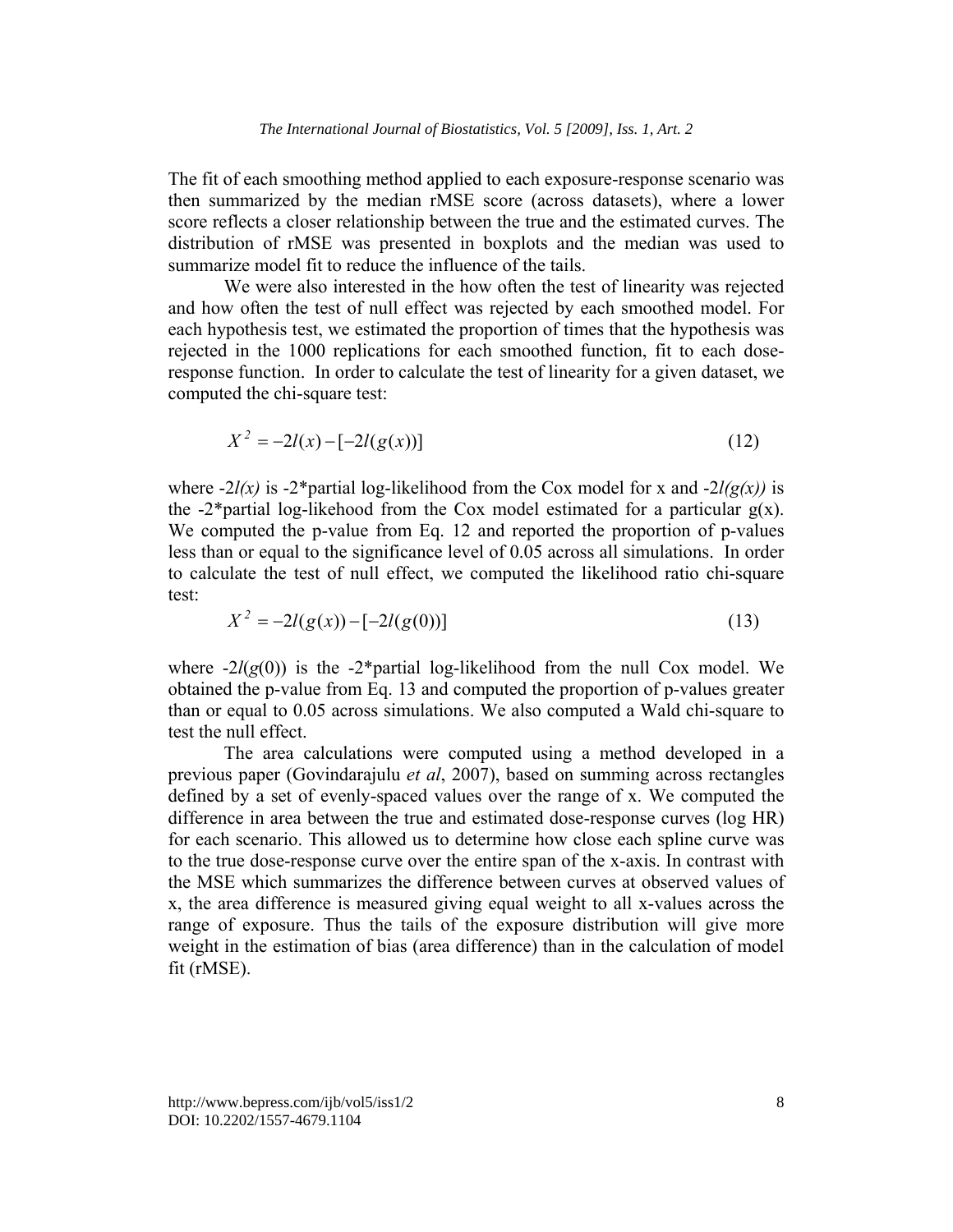The fit of each smoothing method applied to each exposure-response scenario was then summarized by the median rMSE score (across datasets), where a lower score reflects a closer relationship between the true and the estimated curves. The distribution of rMSE was presented in boxplots and the median was used to summarize model fit to reduce the influence of the tails.

We were also interested in the how often the test of linearity was rejected and how often the test of null effect was rejected by each smoothed model. For each hypothesis test, we estimated the proportion of times that the hypothesis was rejected in the 1000 replications for each smoothed function, fit to each dose-response function. In order to calculate the test of linearity for a given dataset, we computed the chi-square test:

$$X^2 = -2l(x) - [-2l(g(x))] \tag{12}$$

where $-2l(x)$ is -2*partial log-likelihood from the Cox model for x and $-2l(g(x))$ is the -2*partial log-likehood from the Cox model estimated for a particular $g(x)$. We computed the p-value from Eq. 12 and reported the proportion of p-values less than or equal to the significance level of 0.05 across all simulations. In order to calculate the test of null effect, we computed the likelihood ratio chi-square test:

$$X^2 = -2l(g(x)) - [-2l(g(0))] \tag{13}$$

where $-2l(g(0))$ is the -2*partial log-likelihood from the null Cox model. We obtained the p-value from Eq. 13 and computed the proportion of p-values greater than or equal to 0.05 across simulations. We also computed a Wald chi-square to test the null effect.

The area calculations were computed using a method developed in a previous paper (Govindarajulu *et al*, 2007), based on summing across rectangles defined by a set of evenly-spaced values over the range of x. We computed the difference in area between the true and estimated dose-response curves (log HR) for each scenario. This allowed us to determine how close each spline curve was to the true dose-response curve over the entire span of the x-axis. In contrast with the MSE which summarizes the difference between curves at observed values of x, the area difference is measured giving equal weight to all x-values across the range of exposure. Thus the tails of the exposure distribution will give more weight in the estimation of bias (area difference) than in the calculation of model fit (rMSE).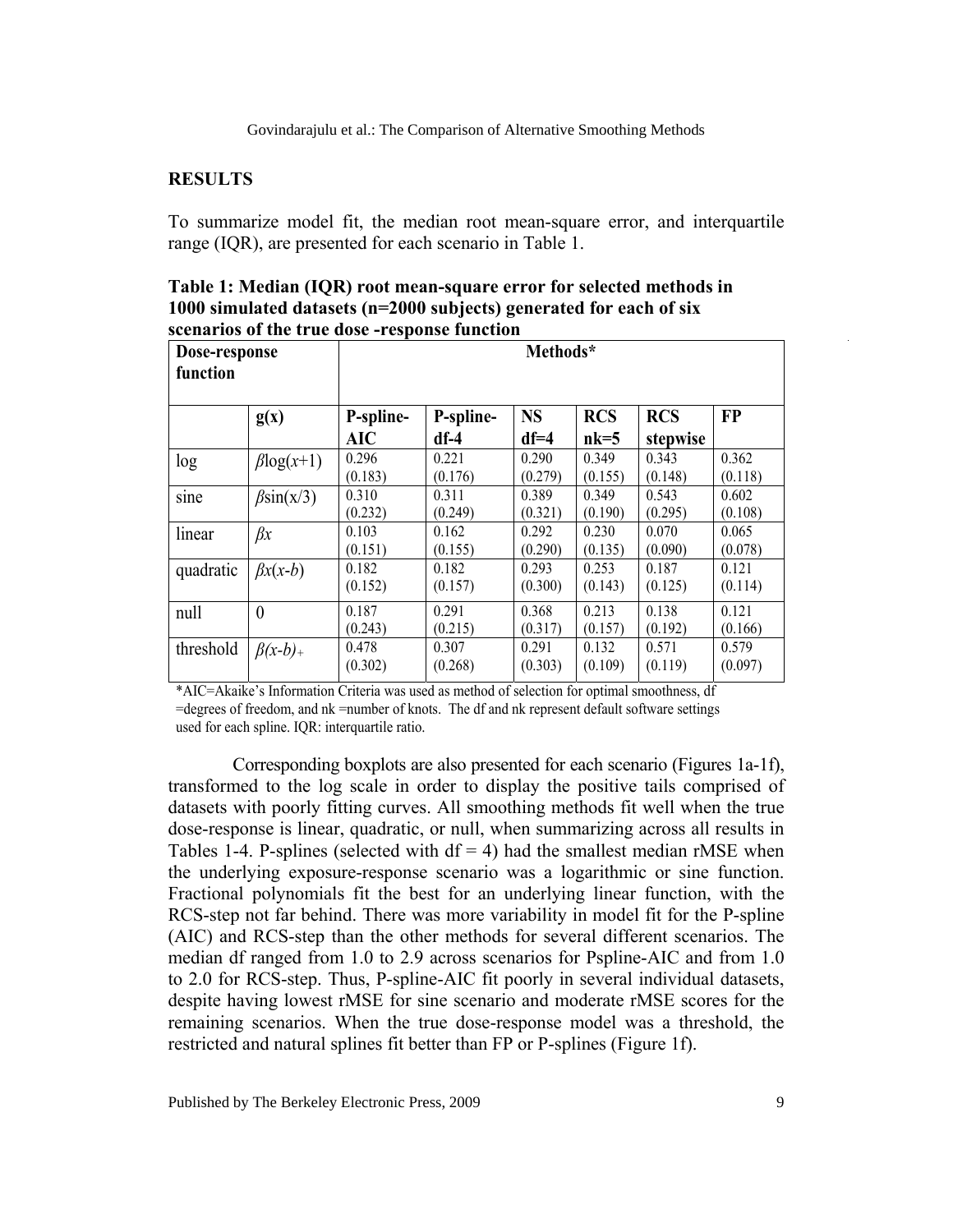## RESULTS

To summarize model fit, the median root mean-square error, and interquartile range (IQR), are presented for each scenario in Table 1.

**Table 1: Median (IQR) root mean-square error for selected methods in 1000 simulated datasets (n=2000 subjects) generated for each of six scenarios of the true dose -response function**

| Dose-response function | | Methods* | | | | | |
|---|---|---|---|---|---|---|---|
| | **g(x)** | **P-spline-AIC** | **P-spline-df-4** | **NS df=4** | **RCS nk=5** | **RCS stepwise** | **FP** |
| log | $\beta\log(x+1)$ | 0.296 (0.183) | 0.221 (0.176) | 0.290 (0.279) | 0.349 (0.155) | 0.343 (0.148) | 0.362 (0.118) |
| sine | $\beta\sin(x/3)$ | 0.310 (0.232) | 0.311 (0.249) | 0.389 (0.321) | 0.349 (0.190) | 0.543 (0.295) | 0.602 (0.108) |
| linear | $\beta x$ | 0.103 (0.151) | 0.162 (0.155) | 0.292 (0.290) | 0.230 (0.135) | 0.070 (0.090) | 0.065 (0.078) |
| quadratic | $\beta x(x-b)$ | 0.182 (0.152) | 0.182 (0.157) | 0.293 (0.300) | 0.253 (0.143) | 0.187 (0.125) | 0.121 (0.114) |
| null | 0 | 0.187 (0.243) | 0.291 (0.215) | 0.368 (0.317) | 0.213 (0.157) | 0.138 (0.192) | 0.121 (0.166) |
| threshold | $\beta(x-b)_+$ | 0.478 (0.302) | 0.307 (0.268) | 0.291 (0.303) | 0.132 (0.109) | 0.571 (0.119) | 0.579 (0.097) |

*AIC=Akaike's Information Criteria was used as method of selection for optimal smoothness, df =degrees of freedom, and nk =number of knots. The df and nk represent default software settings used for each spline. IQR: interquartile ratio.

Corresponding boxplots are also presented for each scenario (Figures 1a-1f), transformed to the log scale in order to display the positive tails comprised of datasets with poorly fitting curves. All smoothing methods fit well when the true dose-response is linear, quadratic, or null, when summarizing across all results in Tables 1-4. P-splines (selected with df = 4) had the smallest median rMSE when the underlying exposure-response scenario was a logarithmic or sine function. Fractional polynomials fit the best for an underlying linear function, with the RCS-step not far behind. There was more variability in model fit for the P-spline (AIC) and RCS-step than the other methods for several different scenarios. The median df ranged from 1.0 to 2.9 across scenarios for Pspline-AIC and from 1.0 to 2.0 for RCS-step. Thus, P-spline-AIC fit poorly in several individual datasets, despite having lowest rMSE for sine scenario and moderate rMSE scores for the remaining scenarios. When the true dose-response model was a threshold, the restricted and natural splines fit better than FP or P-splines (Figure 1f).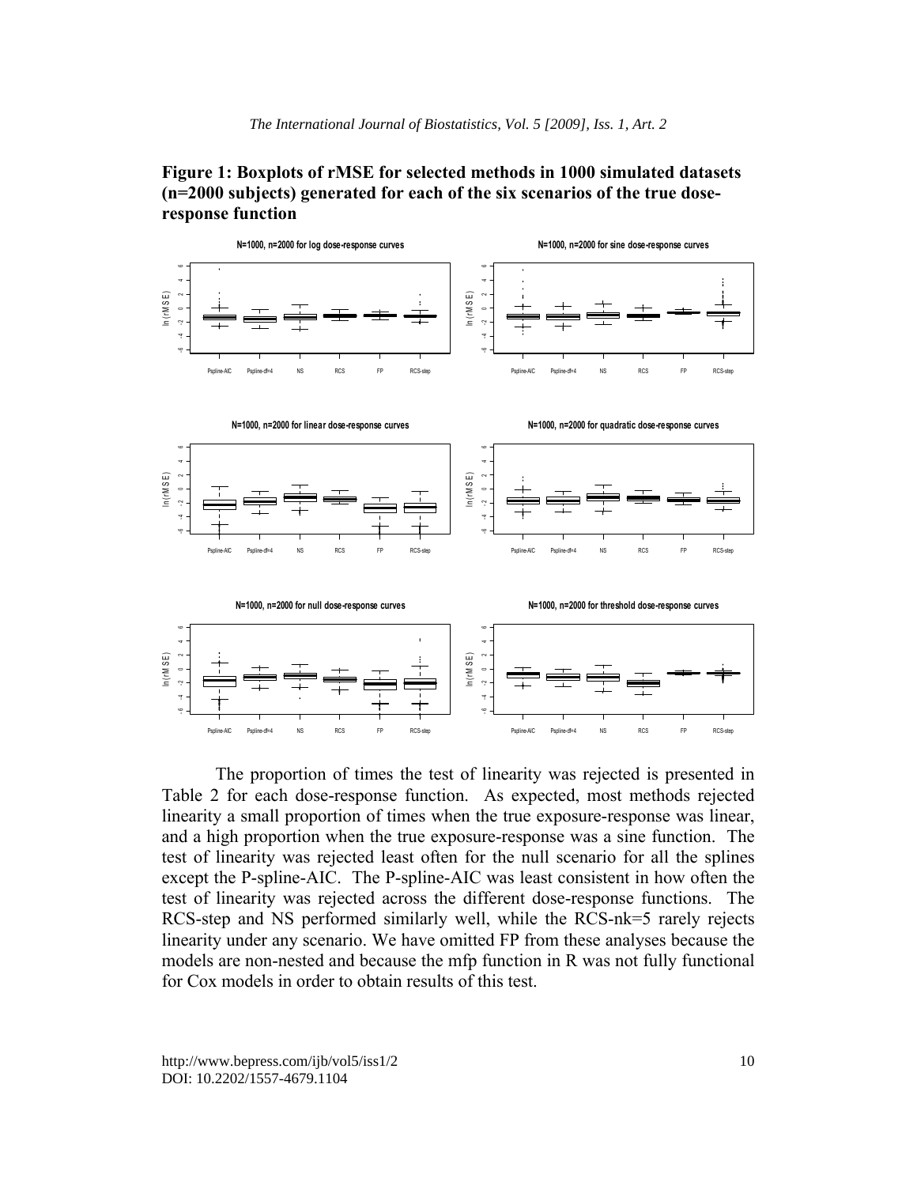**Figure 1: Boxplots of rMSE for selected methods in 1000 simulated datasets (n=2000 subjects) generated for each of the six scenarios of the true dose-response function**

The proportion of times the test of linearity was rejected is presented in Table 2 for each dose-response function. As expected, most methods rejected linearity a small proportion of times when the true exposure-response was linear, and a high proportion when the true exposure-response was a sine function. The test of linearity was rejected least often for the null scenario for all the splines except the P-spline-AIC. The P-spline-AIC was least consistent in how often the test of linearity was rejected across the different dose-response functions. The RCS-step and NS performed similarly well, while the RCS-nk=5 rarely rejects linearity under any scenario. We have omitted FP from these analyses because the models are non-nested and because the mfp function in R was not fully functional for Cox models in order to obtain results of this test.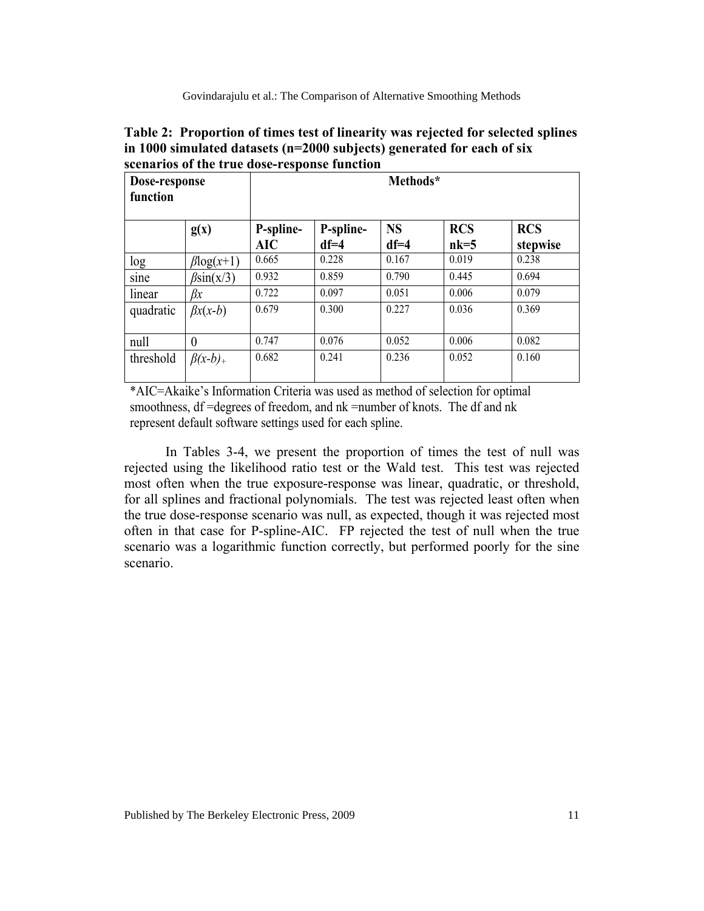**Table 2: Proportion of times test of linearity was rejected for selected splines in 1000 simulated datasets (n=2000 subjects) generated for each of six scenarios of the true dose-response function**

| Dose-response function | | Methods* | | | | |
|---|---|---|---|---|---|---|
| | **g(x)** | **P-spline-AIC** | **P-spline-df=4** | **NS df=4** | **RCS nk=5** | **RCS stepwise** |
| log | $\beta\log(x+1)$ | 0.665 | 0.228 | 0.167 | 0.019 | 0.238 |
| sine | $\beta\sin(x/3)$ | 0.932 | 0.859 | 0.790 | 0.445 | 0.694 |
| linear | $\beta x$ | 0.722 | 0.097 | 0.051 | 0.006 | 0.079 |
| quadratic | $\beta x(x-b)$ | 0.679 | 0.300 | 0.227 | 0.036 | 0.369 |
| null | 0 | 0.747 | 0.076 | 0.052 | 0.006 | 0.082 |
| threshold | $\beta(x-b)_+$ | 0.682 | 0.241 | 0.236 | 0.052 | 0.160 |

*AIC=Akaike's Information Criteria was used as method of selection for optimal smoothness, df =degrees of freedom, and nk =number of knots. The df and nk represent default software settings used for each spline.

In Tables 3-4, we present the proportion of times the test of null was rejected using the likelihood ratio test or the Wald test. This test was rejected most often when the true exposure-response was linear, quadratic, or threshold, for all splines and fractional polynomials. The test was rejected least often when the true dose-response scenario was null, as expected, though it was rejected most often in that case for P-spline-AIC. FP rejected the test of null when the true scenario was a logarithmic function correctly, but performed poorly for the sine scenario.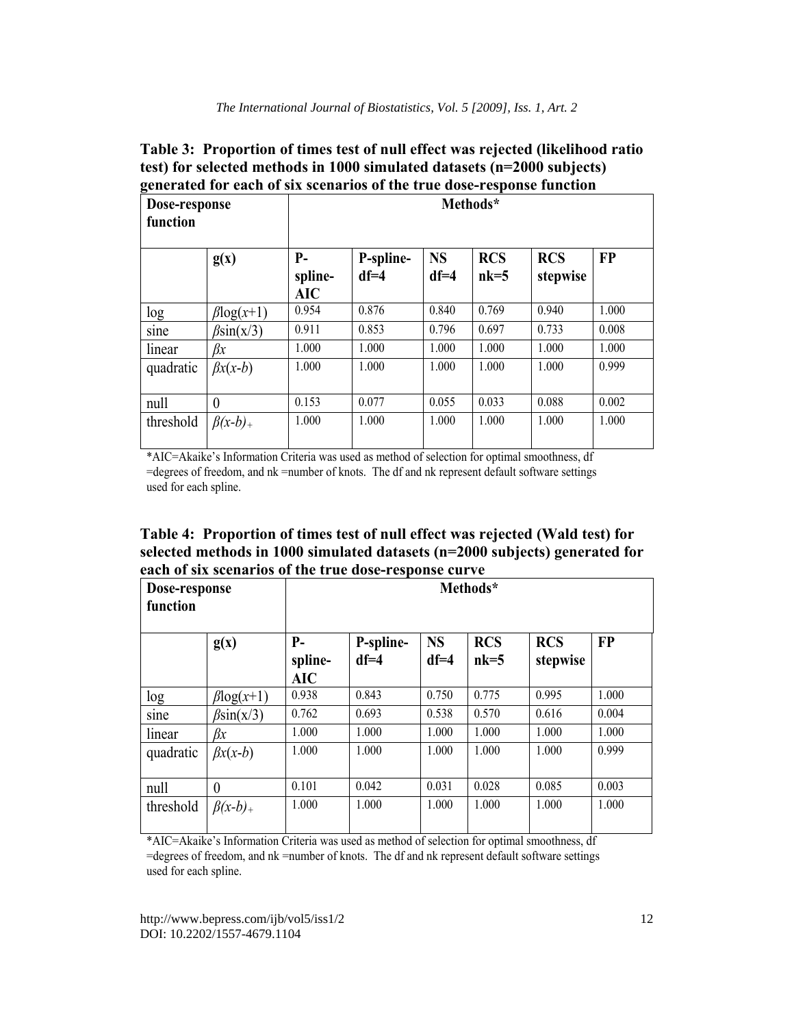**Table 3: Proportion of times test of null effect was rejected (likelihood ratio test) for selected methods in 1000 simulated datasets (n=2000 subjects) generated for each of six scenarios of the true dose-response function**

| Dose-response function | | Methods* | | | | | |
|---|---|---|---|---|---|---|---|
| | g(x) | P-spline-AIC | P-spline-df=4 | NS df=4 | RCS nk=5 | RCS stepwise | FP |
| log | $\beta\log(x+1)$ | 0.954 | 0.876 | 0.840 | 0.769 | 0.940 | 1.000 |
| sine | $\beta\sin(x/3)$ | 0.911 | 0.853 | 0.796 | 0.697 | 0.733 | 0.008 |
| linear | $\beta x$ | 1.000 | 1.000 | 1.000 | 1.000 | 1.000 | 1.000 |
| quadratic | $\beta x(x-b)$ | 1.000 | 1.000 | 1.000 | 1.000 | 1.000 | 0.999 |
| null | 0 | 0.153 | 0.077 | 0.055 | 0.033 | 0.088 | 0.002 |
| threshold | $\beta(x-b)_+$ | 1.000 | 1.000 | 1.000 | 1.000 | 1.000 | 1.000 |

*AIC=Akaike's Information Criteria was used as method of selection for optimal smoothness, df =degrees of freedom, and nk =number of knots. The df and nk represent default software settings used for each spline.

**Table 4: Proportion of times test of null effect was rejected (Wald test) for selected methods in 1000 simulated datasets (n=2000 subjects) generated for each of six scenarios of the true dose-response curve**

| Dose-response function | | Methods* | | | | | |
|---|---|---|---|---|---|---|---|
| | g(x) | P-spline-AIC | P-spline-df=4 | NS df=4 | RCS nk=5 | RCS stepwise | FP |
| log | $\beta\log(x+1)$ | 0.938 | 0.843 | 0.750 | 0.775 | 0.995 | 1.000 |
| sine | $\beta\sin(x/3)$ | 0.762 | 0.693 | 0.538 | 0.570 | 0.616 | 0.004 |
| linear | $\beta x$ | 1.000 | 1.000 | 1.000 | 1.000 | 1.000 | 1.000 |
| quadratic | $\beta x(x-b)$ | 1.000 | 1.000 | 1.000 | 1.000 | 1.000 | 0.999 |
| null | 0 | 0.101 | 0.042 | 0.031 | 0.028 | 0.085 | 0.003 |
| threshold | $\beta(x-b)_+$ | 1.000 | 1.000 | 1.000 | 1.000 | 1.000 | 1.000 |

*AIC=Akaike's Information Criteria was used as method of selection for optimal smoothness, df =degrees of freedom, and nk =number of knots. The df and nk represent default software settings used for each spline.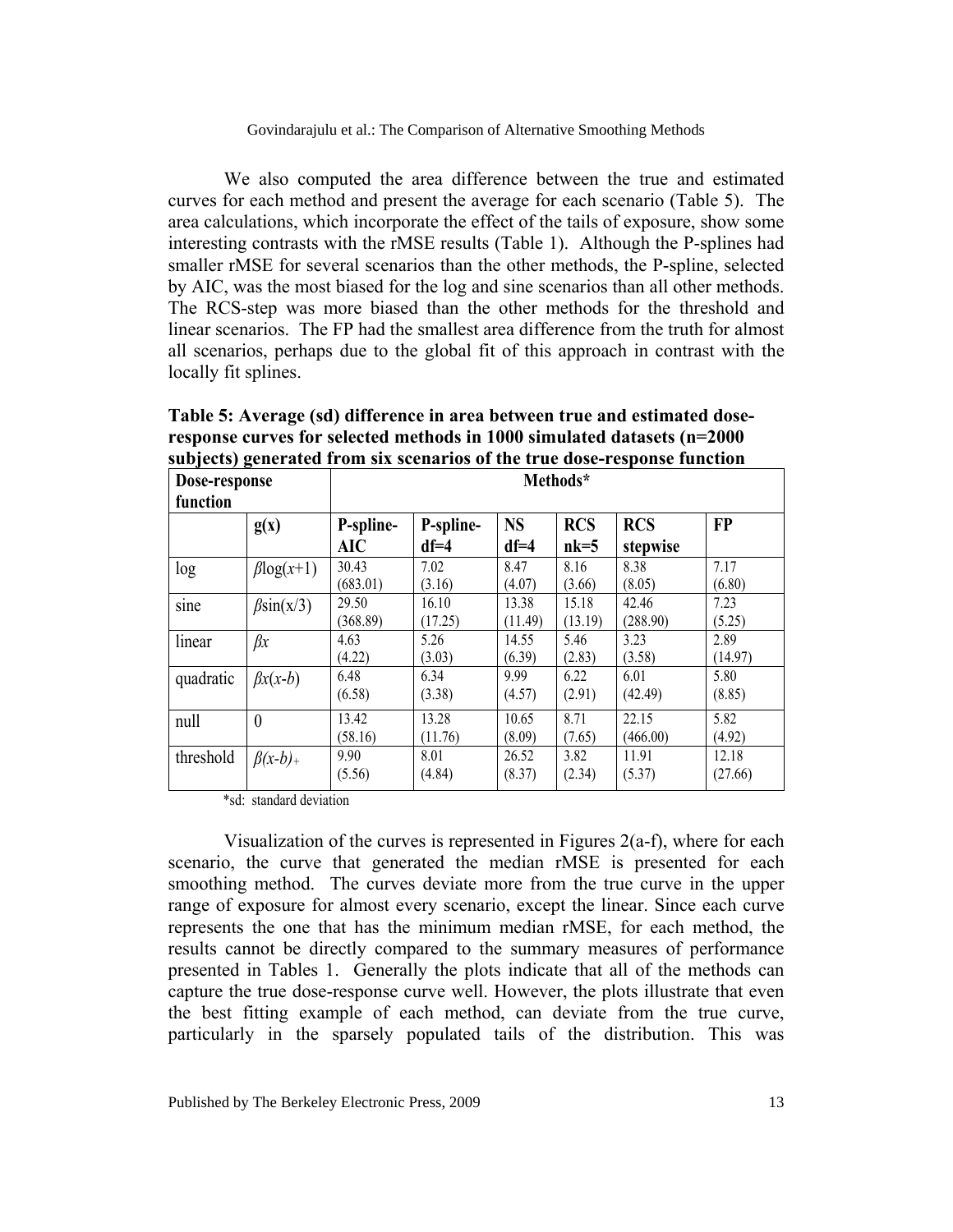We also computed the area difference between the true and estimated curves for each method and present the average for each scenario (Table 5). The area calculations, which incorporate the effect of the tails of exposure, show some interesting contrasts with the rMSE results (Table 1). Although the P-splines had smaller rMSE for several scenarios than the other methods, the P-spline, selected by AIC, was the most biased for the log and sine scenarios than all other methods. The RCS-step was more biased than the other methods for the threshold and linear scenarios. The FP had the smallest area difference from the truth for almost all scenarios, perhaps due to the global fit of this approach in contrast with the locally fit splines.

**Table 5: Average (sd) difference in area between true and estimated dose-response curves for selected methods in 1000 simulated datasets (n=2000 subjects) generated from six scenarios of the true dose-response function**

| Dose-response function | | Methods* | | | | | |
|---|---|---|---|---|---|---|---|
| | g(x) | P-spline-AIC | P-spline-df=4 | NS df=4 | RCS nk=5 | RCS stepwise | FP |
| log | $\beta\log(x+1)$ | 30.43 (683.01) | 7.02 (3.16) | 8.47 (4.07) | 8.16 (3.66) | 8.38 (8.05) | 7.17 (6.80) |
| sine | $\beta\sin(x/3)$ | 29.50 (368.89) | 16.10 (17.25) | 13.38 (11.49) | 15.18 (13.19) | 42.46 (288.90) | 7.23 (5.25) |
| linear | $\beta x$ | 4.63 (4.22) | 5.26 (3.03) | 14.55 (6.39) | 5.46 (2.83) | 3.23 (3.58) | 2.89 (14.97) |
| quadratic | $\beta x(x-b)$ | 6.48 (6.58) | 6.34 (3.38) | 9.99 (4.57) | 6.22 (2.91) | 6.01 (42.49) | 5.80 (8.85) |
| null | 0 | 13.42 (58.16) | 13.28 (11.76) | 10.65 (8.09) | 8.71 (7.65) | 22.15 (466.00) | 5.82 (4.92) |
| threshold | $\beta(x-b)_+$ | 9.90 (5.56) | 8.01 (4.84) | 26.52 (8.37) | 3.82 (2.34) | 11.91 (5.37) | 12.18 (27.66) |

*sd: standard deviation

Visualization of the curves is represented in Figures 2(a-f), where for each scenario, the curve that generated the median rMSE is presented for each smoothing method. The curves deviate more from the true curve in the upper range of exposure for almost every scenario, except the linear. Since each curve represents the one that has the minimum median rMSE, for each method, the results cannot be directly compared to the summary measures of performance presented in Tables 1. Generally the plots indicate that all of the methods can capture the true dose-response curve well. However, the plots illustrate that even the best fitting example of each method, can deviate from the true curve, particularly in the sparsely populated tails of the distribution. This was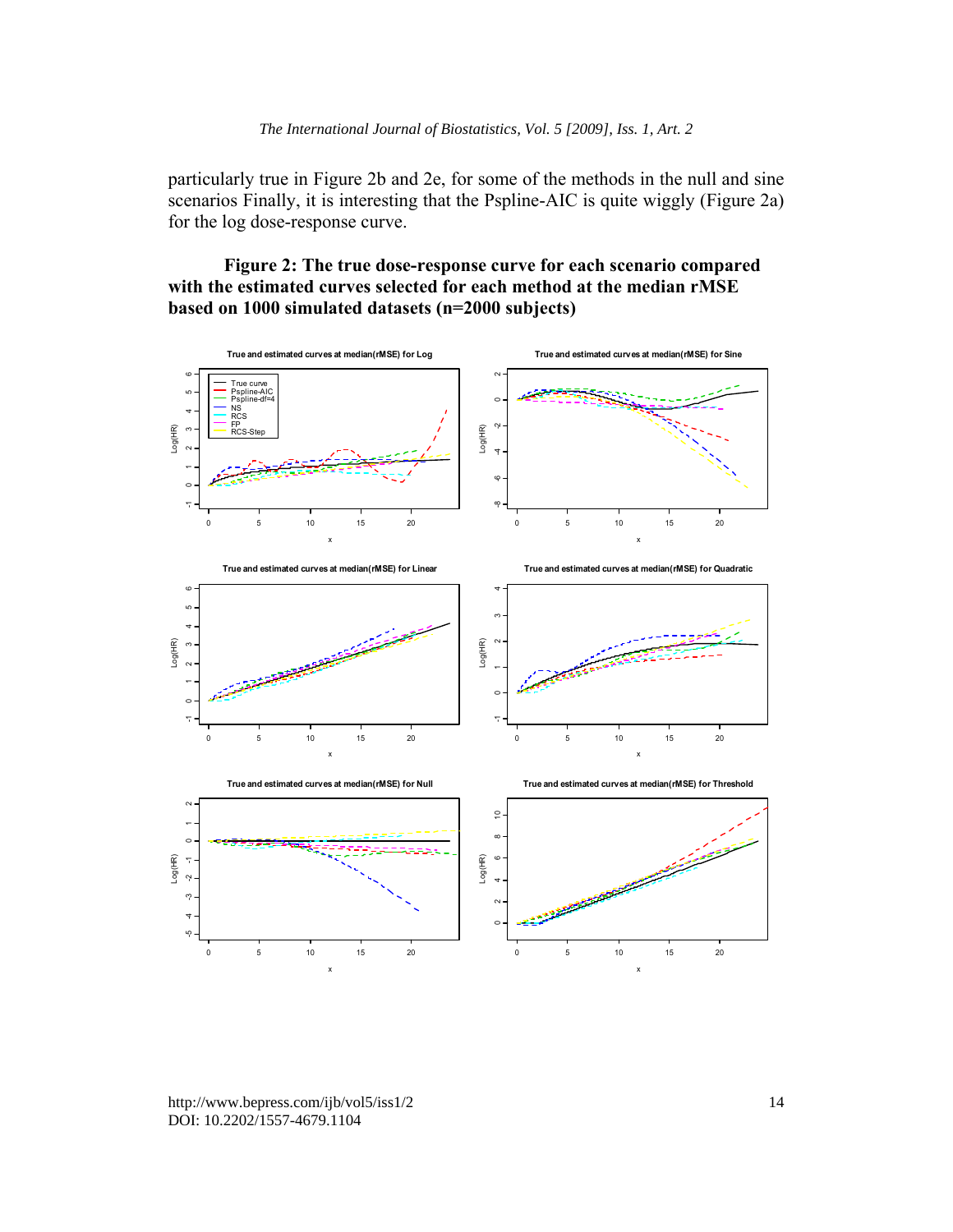particularly true in Figure 2b and 2e, for some of the methods in the null and sine scenarios Finally, it is interesting that the Pspline-AIC is quite wiggly (Figure 2a) for the log dose-response curve.

**Figure 2: The true dose-response curve for each scenario compared with the estimated curves selected for each method at the median rMSE based on 1000 simulated datasets (n=2000 subjects)**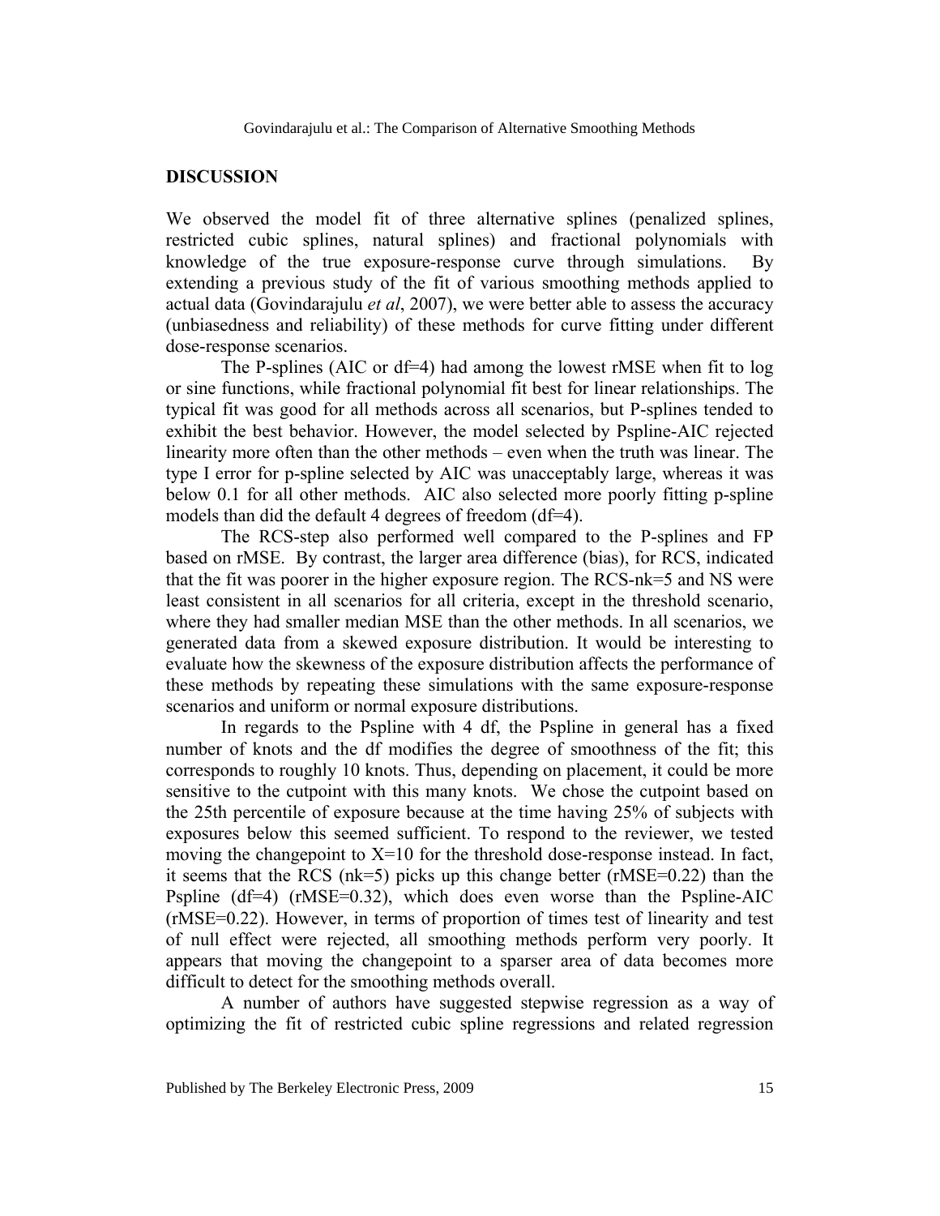## DISCUSSION

We observed the model fit of three alternative splines (penalized splines, restricted cubic splines, natural splines) and fractional polynomials with knowledge of the true exposure-response curve through simulations. By extending a previous study of the fit of various smoothing methods applied to actual data (Govindarajulu *et al*, 2007), we were better able to assess the accuracy (unbiasedness and reliability) of these methods for curve fitting under different dose-response scenarios.

The P-splines (AIC or df=4) had among the lowest rMSE when fit to log or sine functions, while fractional polynomial fit best for linear relationships. The typical fit was good for all methods across all scenarios, but P-splines tended to exhibit the best behavior. However, the model selected by Pspline-AIC rejected linearity more often than the other methods – even when the truth was linear. The type I error for p-spline selected by AIC was unacceptably large, whereas it was below 0.1 for all other methods. AIC also selected more poorly fitting p-spline models than did the default 4 degrees of freedom (df=4).

The RCS-step also performed well compared to the P-splines and FP based on rMSE. By contrast, the larger area difference (bias), for RCS, indicated that the fit was poorer in the higher exposure region. The RCS-nk=5 and NS were least consistent in all scenarios for all criteria, except in the threshold scenario, where they had smaller median MSE than the other methods. In all scenarios, we generated data from a skewed exposure distribution. It would be interesting to evaluate how the skewness of the exposure distribution affects the performance of these methods by repeating these simulations with the same exposure-response scenarios and uniform or normal exposure distributions.

In regards to the Pspline with 4 df, the Pspline in general has a fixed number of knots and the df modifies the degree of smoothness of the fit; this corresponds to roughly 10 knots. Thus, depending on placement, it could be more sensitive to the cutpoint with this many knots. We chose the cutpoint based on the 25th percentile of exposure because at the time having 25% of subjects with exposures below this seemed sufficient. To respond to the reviewer, we tested moving the changepoint to X=10 for the threshold dose-response instead. In fact, it seems that the RCS (nk=5) picks up this change better (rMSE=0.22) than the Pspline (df=4) (rMSE=0.32), which does even worse than the Pspline-AIC (rMSE=0.22). However, in terms of proportion of times test of linearity and test of null effect were rejected, all smoothing methods perform very poorly. It appears that moving the changepoint to a sparser area of data becomes more difficult to detect for the smoothing methods overall.

A number of authors have suggested stepwise regression as a way of optimizing the fit of restricted cubic spline regressions and related regression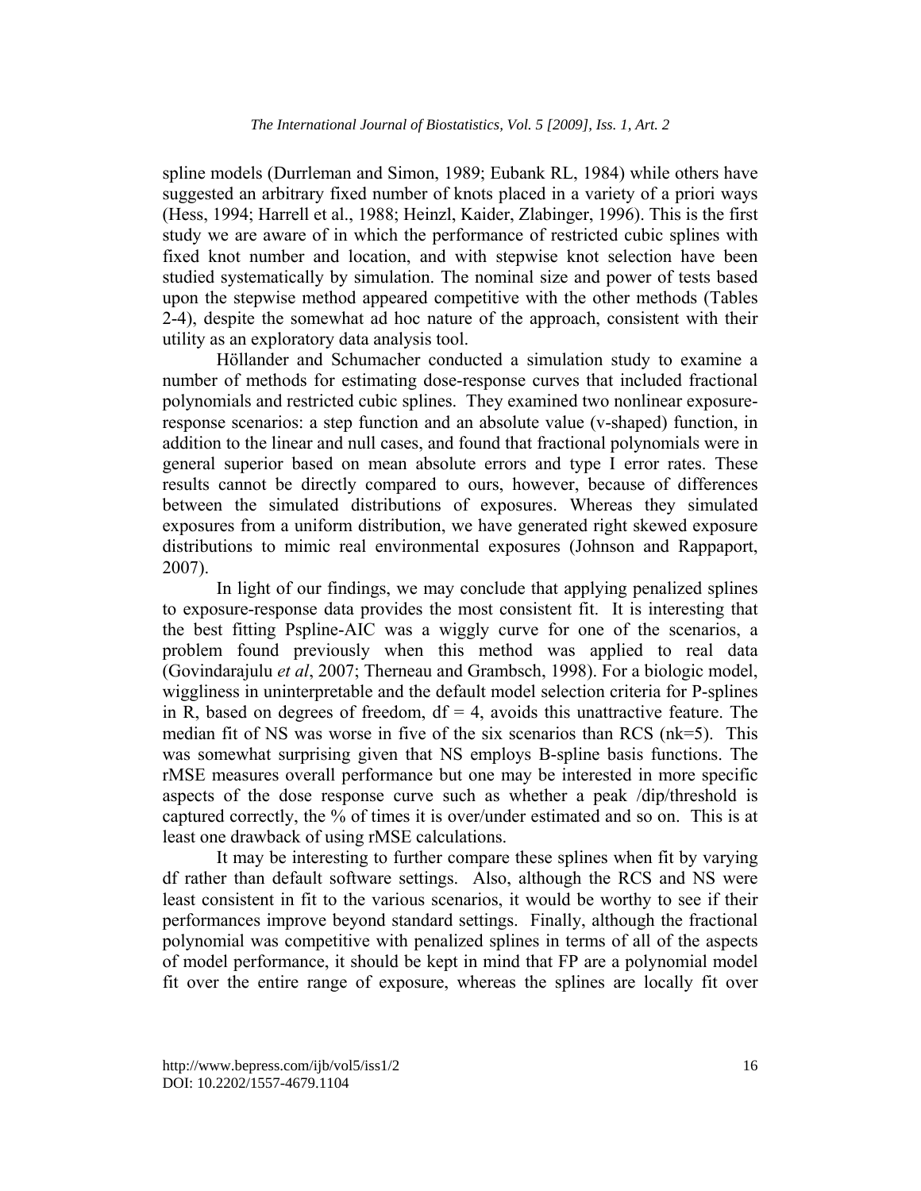spline models (Durrleman and Simon, 1989; Eubank RL, 1984) while others have suggested an arbitrary fixed number of knots placed in a variety of a priori ways (Hess, 1994; Harrell et al., 1988; Heinzl, Kaider, Zlabinger, 1996). This is the first study we are aware of in which the performance of restricted cubic splines with fixed knot number and location, and with stepwise knot selection have been studied systematically by simulation. The nominal size and power of tests based upon the stepwise method appeared competitive with the other methods (Tables 2-4), despite the somewhat ad hoc nature of the approach, consistent with their utility as an exploratory data analysis tool.

Höllander and Schumacher conducted a simulation study to examine a number of methods for estimating dose-response curves that included fractional polynomials and restricted cubic splines. They examined two nonlinear exposure-response scenarios: a step function and an absolute value (v-shaped) function, in addition to the linear and null cases, and found that fractional polynomials were in general superior based on mean absolute errors and type I error rates. These results cannot be directly compared to ours, however, because of differences between the simulated distributions of exposures. Whereas they simulated exposures from a uniform distribution, we have generated right skewed exposure distributions to mimic real environmental exposures (Johnson and Rappaport, 2007).

In light of our findings, we may conclude that applying penalized splines to exposure-response data provides the most consistent fit. It is interesting that the best fitting Pspline-AIC was a wiggly curve for one of the scenarios, a problem found previously when this method was applied to real data (Govindarajulu *et al*, 2007; Therneau and Grambsch, 1998). For a biologic model, wiggliness in uninterpretable and the default model selection criteria for P-splines in R, based on degrees of freedom, df = 4, avoids this unattractive feature. The median fit of NS was worse in five of the six scenarios than RCS (nk=5). This was somewhat surprising given that NS employs B-spline basis functions. The rMSE measures overall performance but one may be interested in more specific aspects of the dose response curve such as whether a peak /dip/threshold is captured correctly, the % of times it is over/under estimated and so on. This is at least one drawback of using rMSE calculations.

It may be interesting to further compare these splines when fit by varying df rather than default software settings. Also, although the RCS and NS were least consistent in fit to the various scenarios, it would be worthy to see if their performances improve beyond standard settings. Finally, although the fractional polynomial was competitive with penalized splines in terms of all of the aspects of model performance, it should be kept in mind that FP are a polynomial model fit over the entire range of exposure, whereas the splines are locally fit over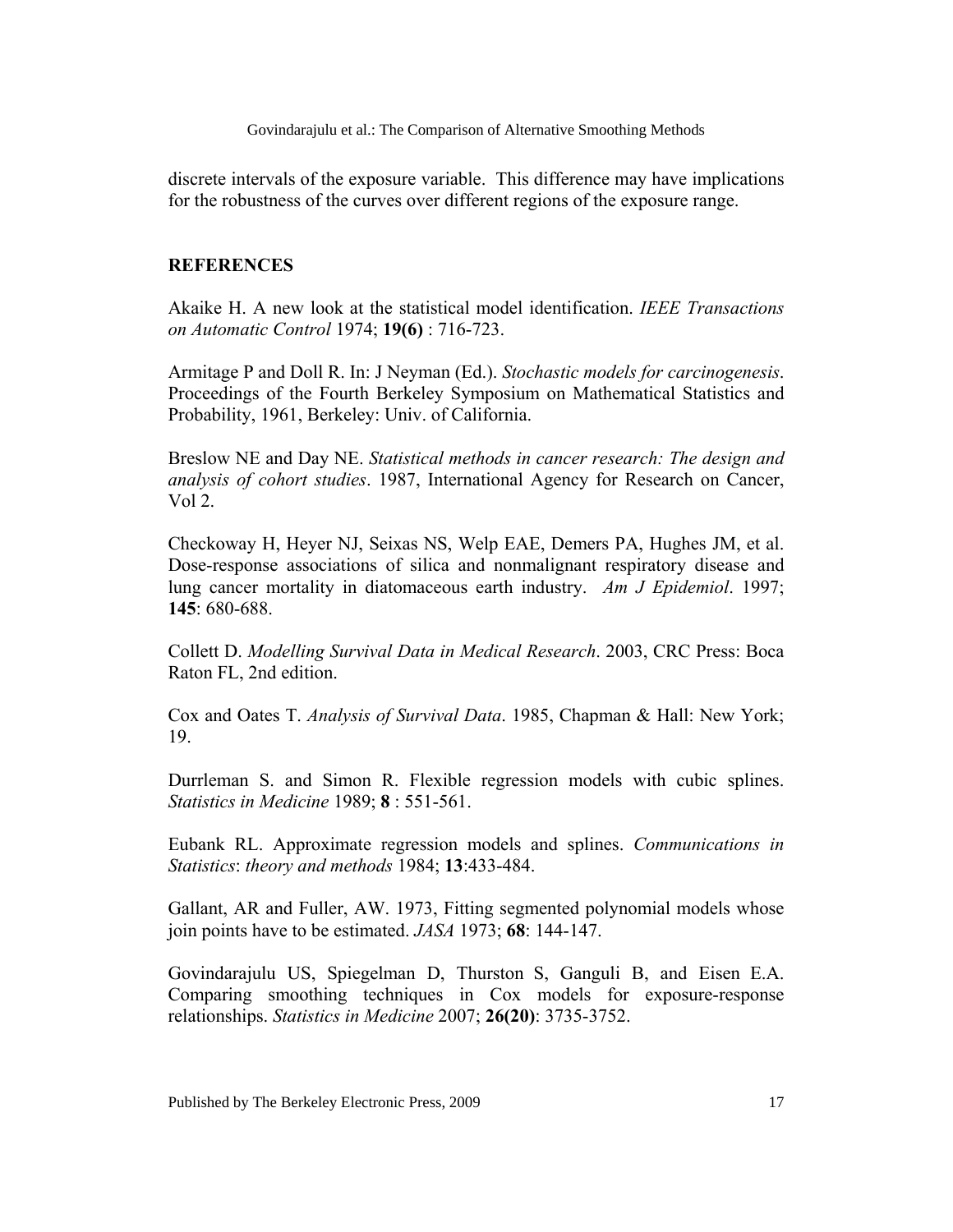discrete intervals of the exposure variable. This difference may have implications for the robustness of the curves over different regions of the exposure range.

## REFERENCES

Akaike H. A new look at the statistical model identification. *IEEE Transactions on Automatic Control* 1974; **19(6)** : 716-723.

Armitage P and Doll R. In: J Neyman (Ed.). *Stochastic models for carcinogenesis*. Proceedings of the Fourth Berkeley Symposium on Mathematical Statistics and Probability, 1961, Berkeley: Univ. of California.

Breslow NE and Day NE. *Statistical methods in cancer research: The design and analysis of cohort studies*. 1987, International Agency for Research on Cancer, Vol 2.

Checkoway H, Heyer NJ, Seixas NS, Welp EAE, Demers PA, Hughes JM, et al. Dose-response associations of silica and nonmalignant respiratory disease and lung cancer mortality in diatomaceous earth industry. *Am J Epidemiol*. 1997; **145**: 680-688.

Collett D. *Modelling Survival Data in Medical Research*. 2003, CRC Press: Boca Raton FL, 2nd edition.

Cox and Oates T. *Analysis of Survival Data*. 1985, Chapman & Hall: New York; 19.

Durrleman S. and Simon R. Flexible regression models with cubic splines. *Statistics in Medicine* 1989; **8** : 551-561.

Eubank RL. Approximate regression models and splines. *Communications in Statistics*: *theory and methods* 1984; **13**:433-484.

Gallant, AR and Fuller, AW. 1973, Fitting segmented polynomial models whose join points have to be estimated. *JASA* 1973; **68**: 144-147.

Govindarajulu US, Spiegelman D, Thurston S, Ganguli B, and Eisen E.A. Comparing smoothing techniques in Cox models for exposure-response relationships. *Statistics in Medicine* 2007; **26(20)**: 3735-3752.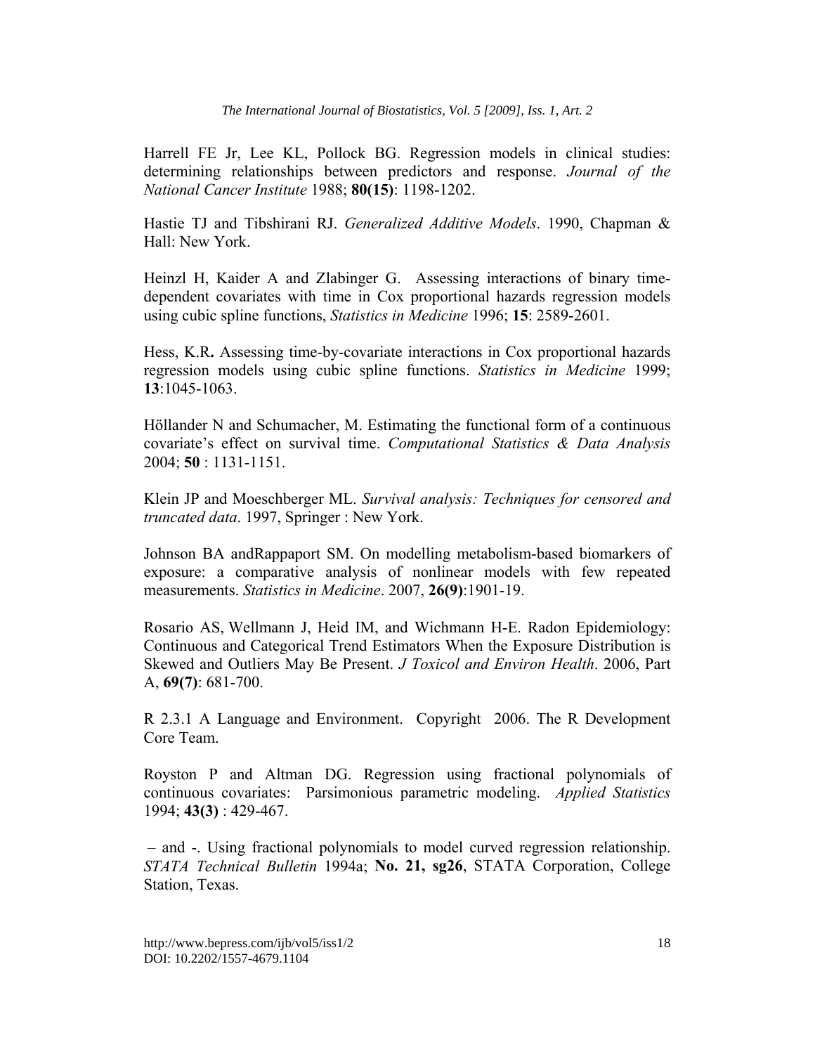Harrell FE Jr, Lee KL, Pollock BG. Regression models in clinical studies: determining relationships between predictors and response. *Journal of the National Cancer Institute* 1988; **80(15)**: 1198-1202.

Hastie TJ and Tibshirani RJ. *Generalized Additive Models*. 1990, Chapman & Hall: New York.

Heinzl H, Kaider A and Zlabinger G. Assessing interactions of binary time-dependent covariates with time in Cox proportional hazards regression models using cubic spline functions, *Statistics in Medicine* 1996; **15**: 2589-2601.

Hess, K.R**.** Assessing time-by-covariate interactions in Cox proportional hazards regression models using cubic spline functions. *Statistics in Medicine* 1999; **13**:1045-1063.

Höllander N and Schumacher, M. Estimating the functional form of a continuous covariate's effect on survival time. *Computational Statistics & Data Analysis* 2004; **50** : 1131-1151.

Klein JP and Moeschberger ML. *Survival analysis: Techniques for censored and truncated data*. 1997, Springer : New York.

Johnson BA andRappaport SM. On modelling metabolism-based biomarkers of exposure: a comparative analysis of nonlinear models with few repeated measurements. *Statistics in Medicine*. 2007, **26(9)**:1901-19.

Rosario AS, Wellmann J, Heid IM, and Wichmann H-E. Radon Epidemiology: Continuous and Categorical Trend Estimators When the Exposure Distribution is Skewed and Outliers May Be Present. *J Toxicol and Environ Health*. 2006, Part A, **69(7)**: 681-700.

R 2.3.1 A Language and Environment. Copyright 2006. The R Development Core Team.

Royston P and Altman DG. Regression using fractional polynomials of continuous covariates: Parsimonious parametric modeling. *Applied Statistics* 1994; **43(3)** : 429-467.

– and -. Using fractional polynomials to model curved regression relationship. *STATA Technical Bulletin* 1994a; **No. 21, sg26**, STATA Corporation, College Station, Texas.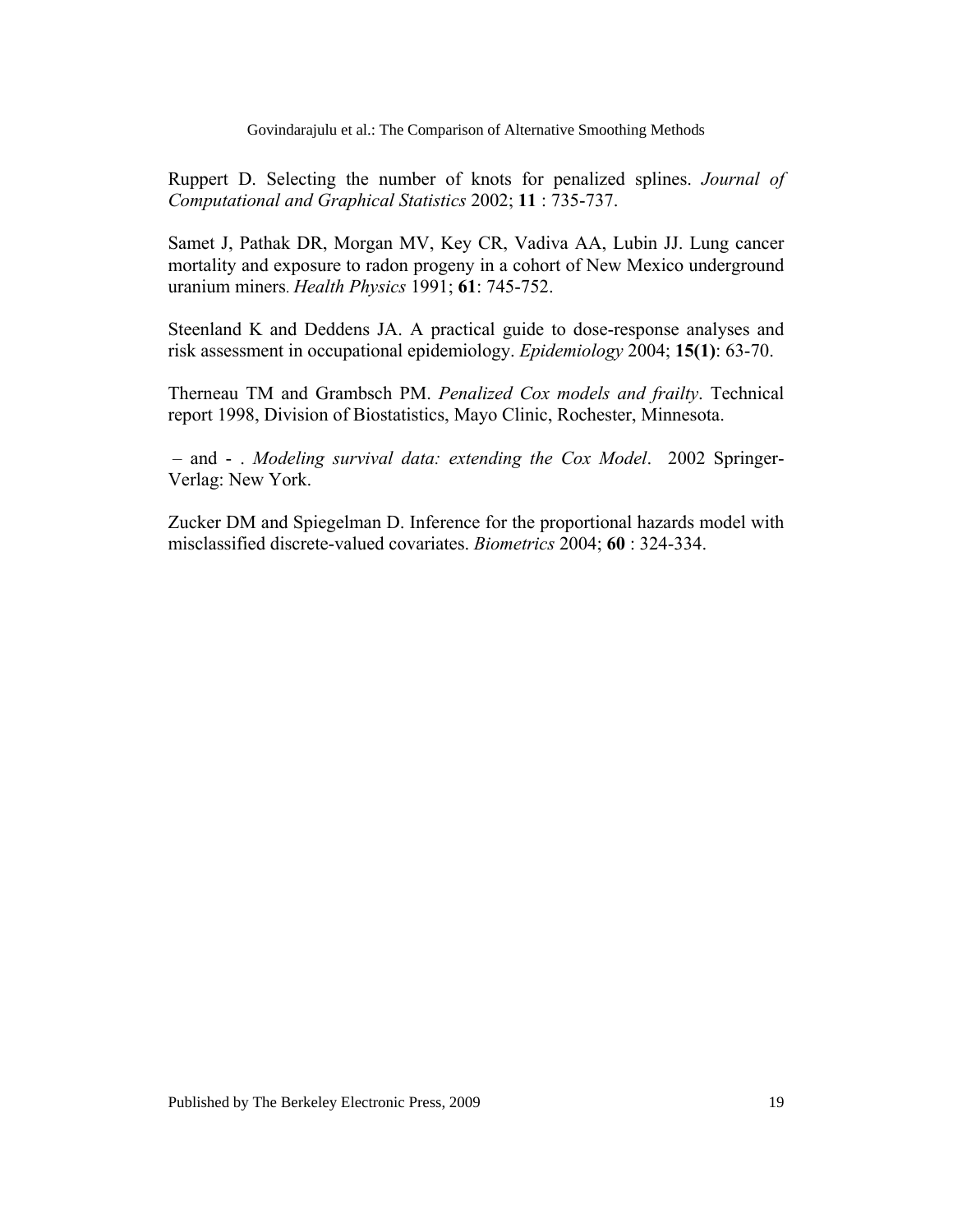Ruppert D. Selecting the number of knots for penalized splines. *Journal of Computational and Graphical Statistics* 2002; **11** : 735-737.

Samet J, Pathak DR, Morgan MV, Key CR, Vadiva AA, Lubin JJ. Lung cancer mortality and exposure to radon progeny in a cohort of New Mexico underground uranium miners. *Health Physics* 1991; **61**: 745-752.

Steenland K and Deddens JA. A practical guide to dose-response analyses and risk assessment in occupational epidemiology. *Epidemiology* 2004; **15(1)**: 63-70.

Therneau TM and Grambsch PM. *Penalized Cox models and frailty*. Technical report 1998, Division of Biostatistics, Mayo Clinic, Rochester, Minnesota.

– and - . *Modeling survival data: extending the Cox Model*. 2002 Springer-Verlag: New York.

Zucker DM and Spiegelman D. Inference for the proportional hazards model with misclassified discrete-valued covariates. *Biometrics* 2004; **60** : 324-334.